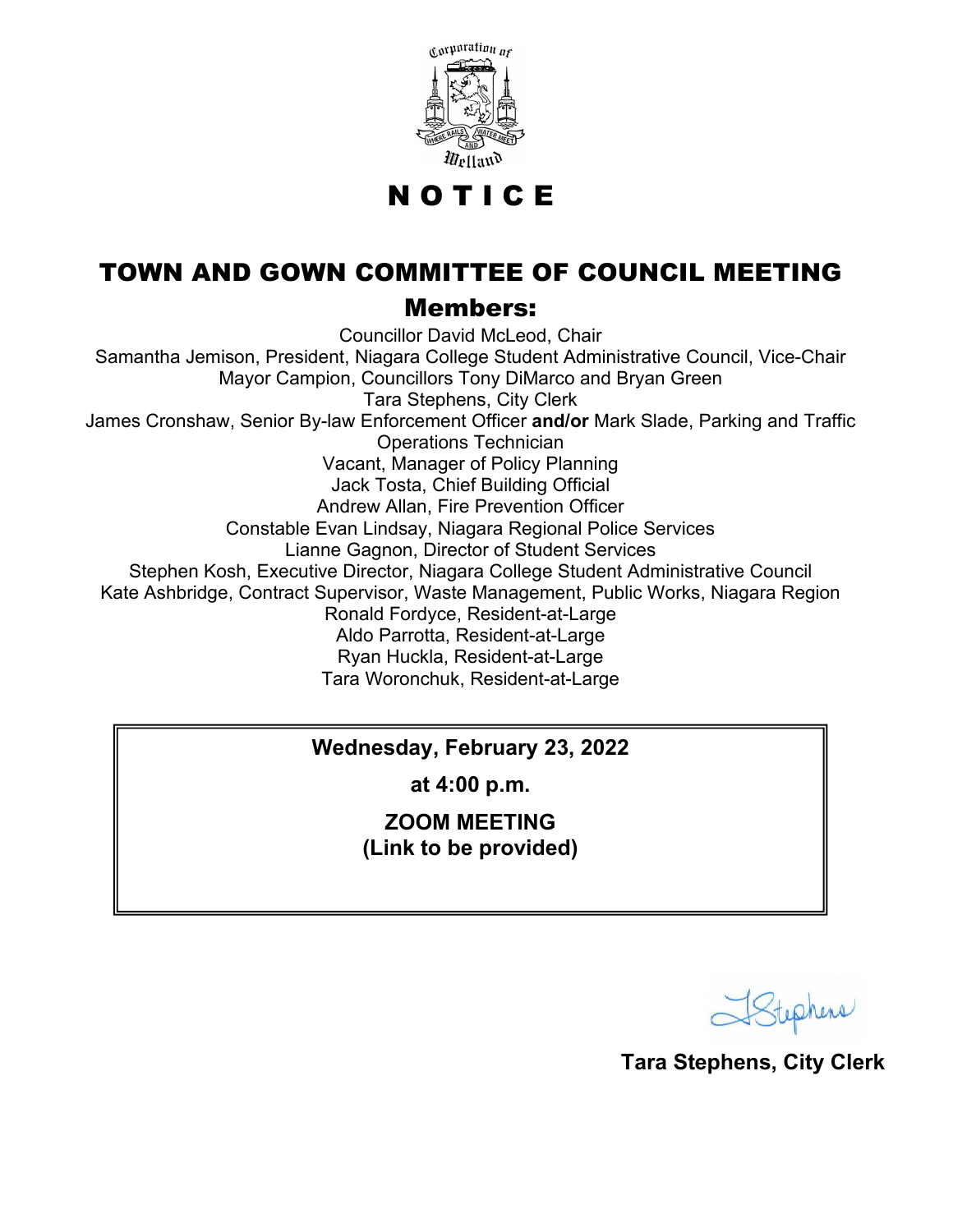Corporation of Welland

WHERE RAILS AND WATER MEET

# N O T I C E

## TOWN AND GOWN COMMITTEE OF COUNCIL MEETING

### Members:

Councillor David McLeod, Chair
Samantha Jemison, President, Niagara College Student Administrative Council, Vice-Chair
Mayor Campion, Councillors Tony DiMarco and Bryan Green
Tara Stephens, City Clerk
James Cronshaw, Senior By-law Enforcement Officer **and/or** Mark Slade, Parking and Traffic Operations Technician
Vacant, Manager of Policy Planning
Jack Tosta, Chief Building Official
Andrew Allan, Fire Prevention Officer
Constable Evan Lindsay, Niagara Regional Police Services
Lianne Gagnon, Director of Student Services
Stephen Kosh, Executive Director, Niagara College Student Administrative Council
Kate Ashbridge, Contract Supervisor, Waste Management, Public Works, Niagara Region
Ronald Fordyce, Resident-at-Large
Aldo Parrotta, Resident-at-Large
Ryan Huckla, Resident-at-Large
Tara Woronchuk, Resident-at-Large

**Wednesday, February 23, 2022**

**at 4:00 p.m.**

**ZOOM MEETING**
**(Link to be provided)**

T Stephens

**Tara Stephens, City Clerk**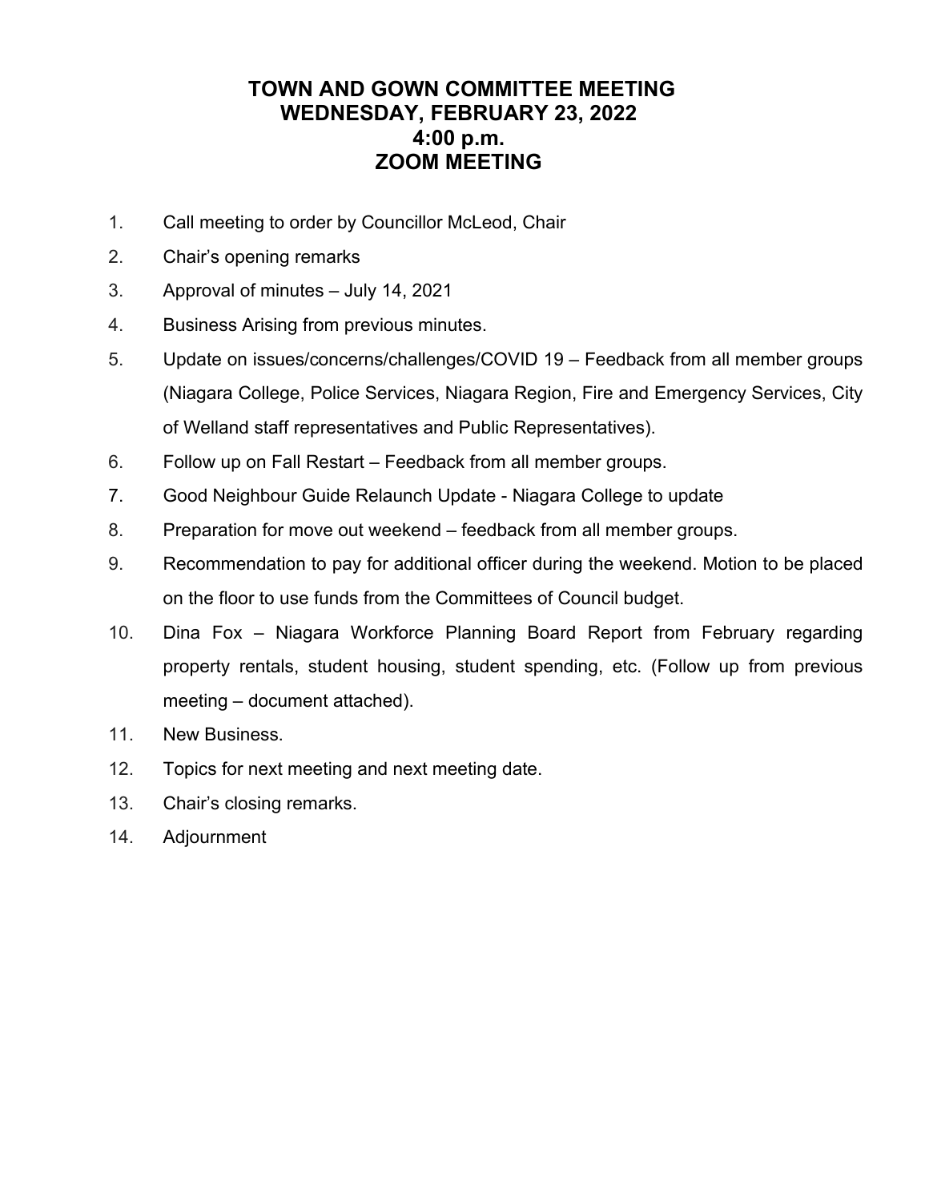# TOWN AND GOWN COMMITTEE MEETING
# WEDNESDAY, FEBRUARY 23, 2022
# 4:00 p.m.
# ZOOM MEETING

1. Call meeting to order by Councillor McLeod, Chair
2. Chair's opening remarks
3. Approval of minutes – July 14, 2021
4. Business Arising from previous minutes.
5. Update on issues/concerns/challenges/COVID 19 – Feedback from all member groups (Niagara College, Police Services, Niagara Region, Fire and Emergency Services, City of Welland staff representatives and Public Representatives).
6. Follow up on Fall Restart – Feedback from all member groups.
7. Good Neighbour Guide Relaunch Update - Niagara College to update
8. Preparation for move out weekend – feedback from all member groups.
9. Recommendation to pay for additional officer during the weekend. Motion to be placed on the floor to use funds from the Committees of Council budget.
10. Dina Fox – Niagara Workforce Planning Board Report from February regarding property rentals, student housing, student spending, etc. (Follow up from previous meeting – document attached).
11. New Business.
12. Topics for next meeting and next meeting date.
13. Chair's closing remarks.
14. Adjournment